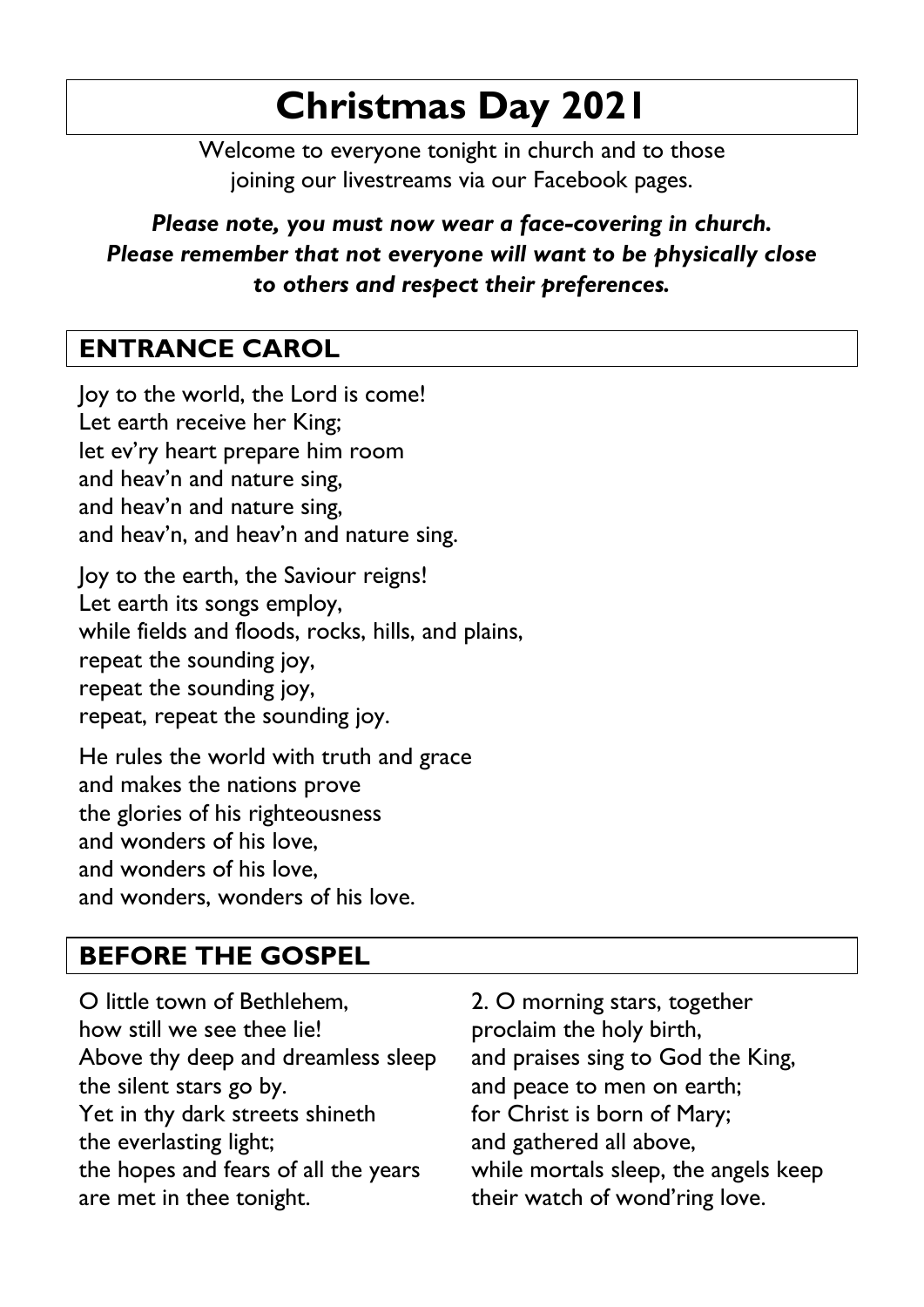# Christmas Day 2021

Welcome to everyone tonight in church and to those joining our livestreams via our Facebook pages.

***Please note, you must now wear a face-covering in church. Please remember that not everyone will want to be physically close to others and respect their preferences.***

## ENTRANCE CAROL

Joy to the world, the Lord is come!
Let earth receive her King;
let ev'ry heart prepare him room
and heav'n and nature sing,
and heav'n and nature sing,
and heav'n, and heav'n and nature sing.

Joy to the earth, the Saviour reigns!
Let earth its songs employ,
while fields and floods, rocks, hills, and plains,
repeat the sounding joy,
repeat the sounding joy,
repeat, repeat the sounding joy.

He rules the world with truth and grace
and makes the nations prove
the glories of his righteousness
and wonders of his love,
and wonders of his love,
and wonders, wonders of his love.

## BEFORE THE GOSPEL

O little town of Bethlehem,
how still we see thee lie!
Above thy deep and dreamless sleep
the silent stars go by.
Yet in thy dark streets shineth
the everlasting light;
the hopes and fears of all the years
are met in thee tonight.

2. O morning stars, together
proclaim the holy birth,
and praises sing to God the King,
and peace to men on earth;
for Christ is born of Mary;
and gathered all above,
while mortals sleep, the angels keep
their watch of wond'ring love.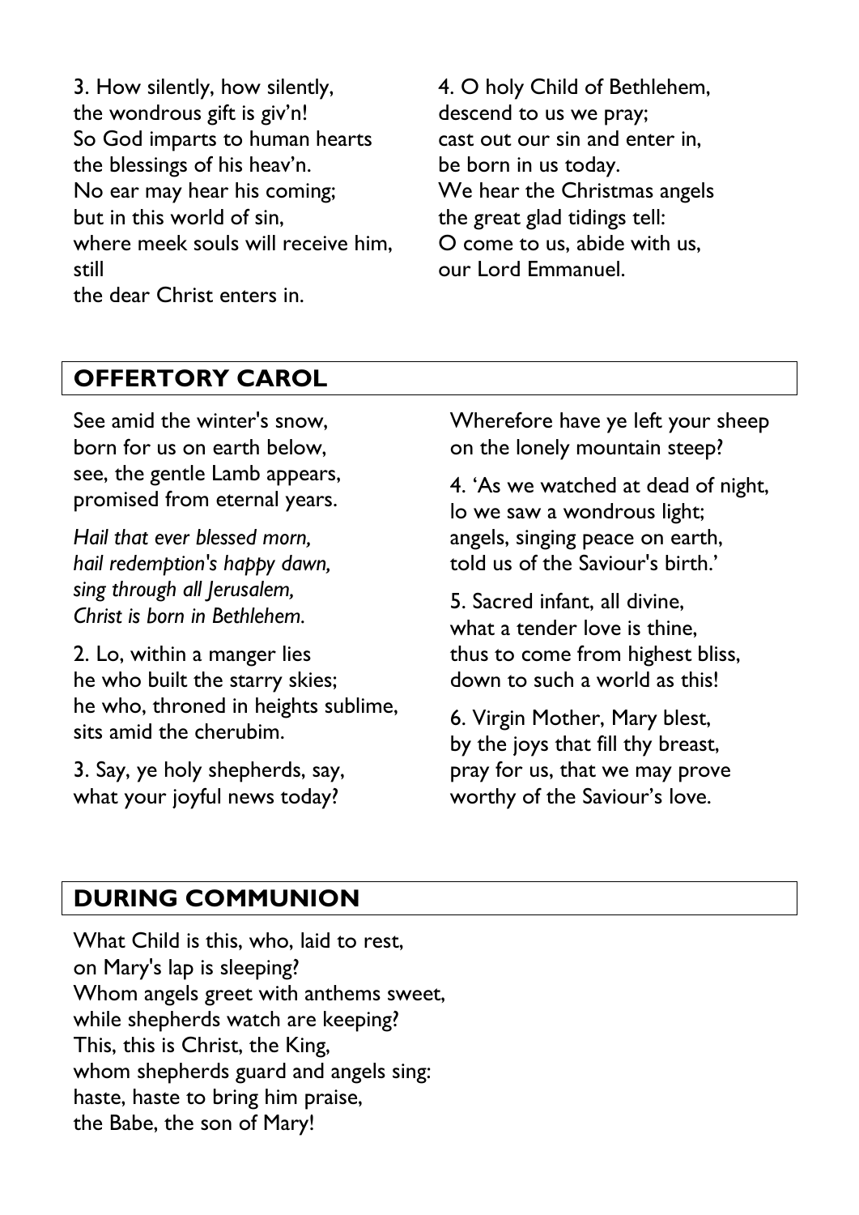3. How silently, how silently,
the wondrous gift is giv'n!
So God imparts to human hearts
the blessings of his heav'n.
No ear may hear his coming;
but in this world of sin,
where meek souls will receive him,
still
the dear Christ enters in.

4. O holy Child of Bethlehem,
descend to us we pray;
cast out our sin and enter in,
be born in us today.
We hear the Christmas angels
the great glad tidings tell:
O come to us, abide with us,
our Lord Emmanuel.

## OFFERTORY CAROL

See amid the winter's snow,
born for us on earth below,
see, the gentle Lamb appears,
promised from eternal years.

*Hail that ever blessed morn,*
*hail redemption's happy dawn,*
*sing through all Jerusalem,*
*Christ is born in Bethlehem.*

2. Lo, within a manger lies
he who built the starry skies;
he who, throned in heights sublime,
sits amid the cherubim.

3. Say, ye holy shepherds, say,
what your joyful news today?
Wherefore have ye left your sheep
on the lonely mountain steep?

4. 'As we watched at dead of night,
lo we saw a wondrous light;
angels, singing peace on earth,
told us of the Saviour's birth.'

5. Sacred infant, all divine,
what a tender love is thine,
thus to come from highest bliss,
down to such a world as this!

6. Virgin Mother, Mary blest,
by the joys that fill thy breast,
pray for us, that we may prove
worthy of the Saviour's love.

## DURING COMMUNION

What Child is this, who, laid to rest,
on Mary's lap is sleeping?
Whom angels greet with anthems sweet,
while shepherds watch are keeping?
This, this is Christ, the King,
whom shepherds guard and angels sing:
haste, haste to bring him praise,
the Babe, the son of Mary!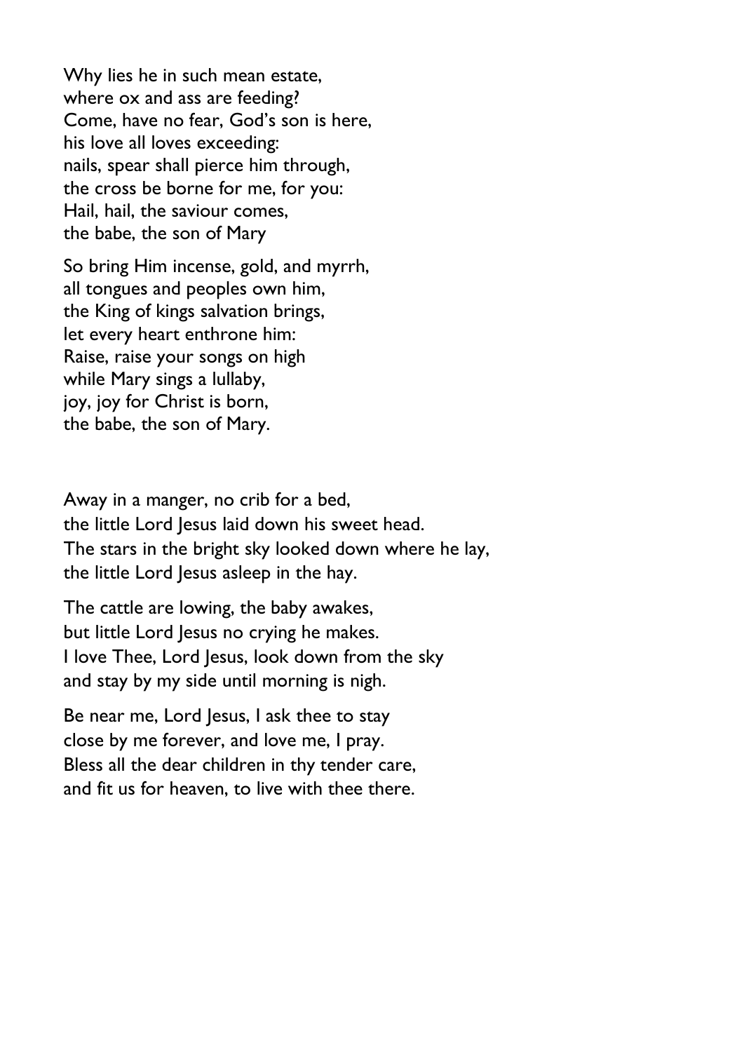Why lies he in such mean estate,
where ox and ass are feeding?
Come, have no fear, God's son is here,
his love all loves exceeding:
nails, spear shall pierce him through,
the cross be borne for me, for you:
Hail, hail, the saviour comes,
the babe, the son of Mary

So bring Him incense, gold, and myrrh,
all tongues and peoples own him,
the King of kings salvation brings,
let every heart enthrone him:
Raise, raise your songs on high
while Mary sings a lullaby,
joy, joy for Christ is born,
the babe, the son of Mary.

Away in a manger, no crib for a bed,
the little Lord Jesus laid down his sweet head.
The stars in the bright sky looked down where he lay,
the little Lord Jesus asleep in the hay.

The cattle are lowing, the baby awakes,
but little Lord Jesus no crying he makes.
I love Thee, Lord Jesus, look down from the sky
and stay by my side until morning is nigh.

Be near me, Lord Jesus, I ask thee to stay
close by me forever, and love me, I pray.
Bless all the dear children in thy tender care,
and fit us for heaven, to live with thee there.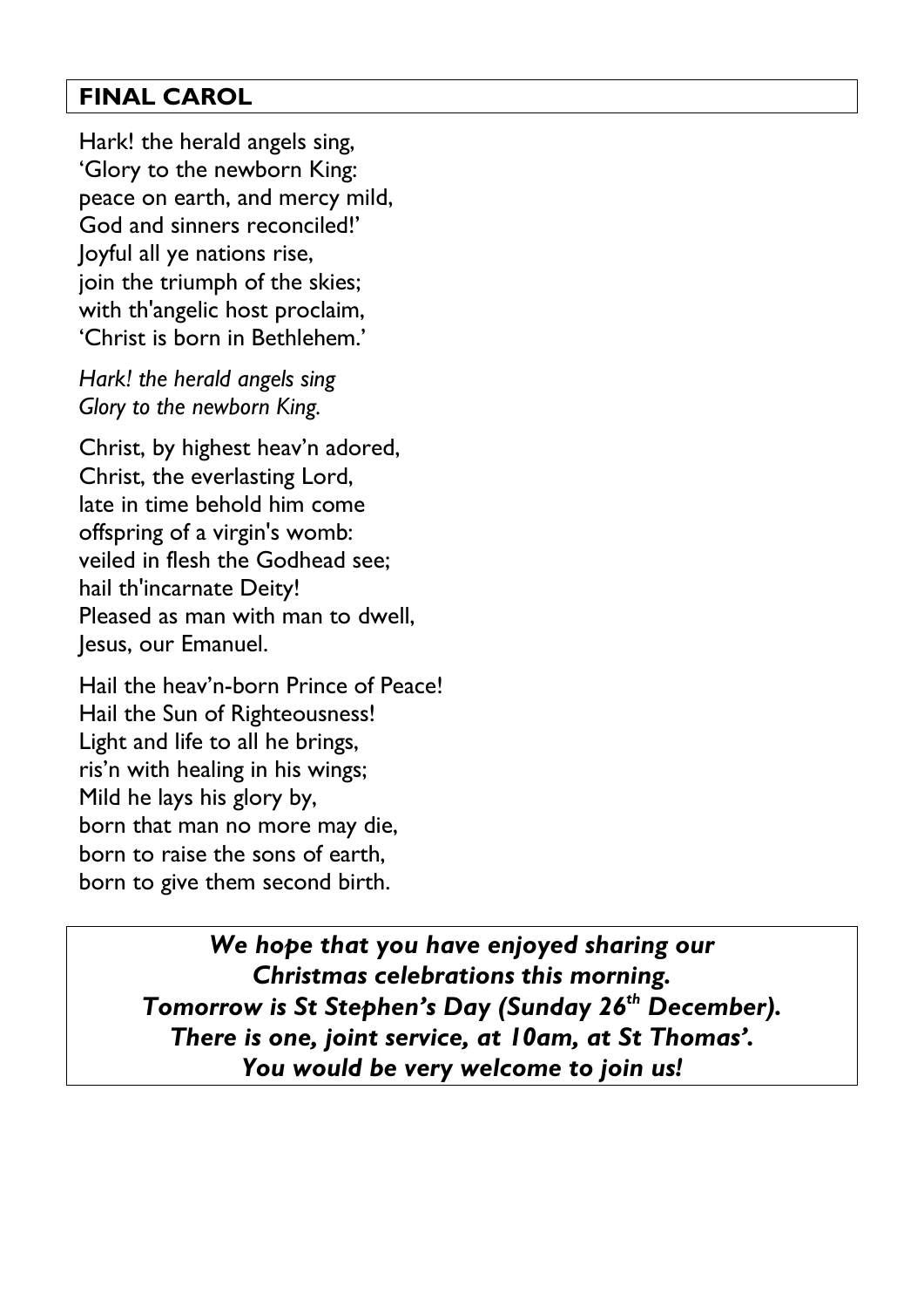## FINAL CAROL

Hark! the herald angels sing,
'Glory to the newborn King:
peace on earth, and mercy mild,
God and sinners reconciled!'
Joyful all ye nations rise,
join the triumph of the skies;
with th'angelic host proclaim,
'Christ is born in Bethlehem.'

*Hark! the herald angels sing*
*Glory to the newborn King.*

Christ, by highest heav'n adored,
Christ, the everlasting Lord,
late in time behold him come
offspring of a virgin's womb:
veiled in flesh the Godhead see;
hail th'incarnate Deity!
Pleased as man with man to dwell,
Jesus, our Emanuel.

Hail the heav'n-born Prince of Peace!
Hail the Sun of Righteousness!
Light and life to all he brings,
ris'n with healing in his wings;
Mild he lays his glory by,
born that man no more may die,
born to raise the sons of earth,
born to give them second birth.

***We hope that you have enjoyed sharing our Christmas celebrations this morning.***
***Tomorrow is St Stephen's Day (Sunday 26th December).***
***There is one, joint service, at 10am, at St Thomas'.***
***You would be very welcome to join us!***